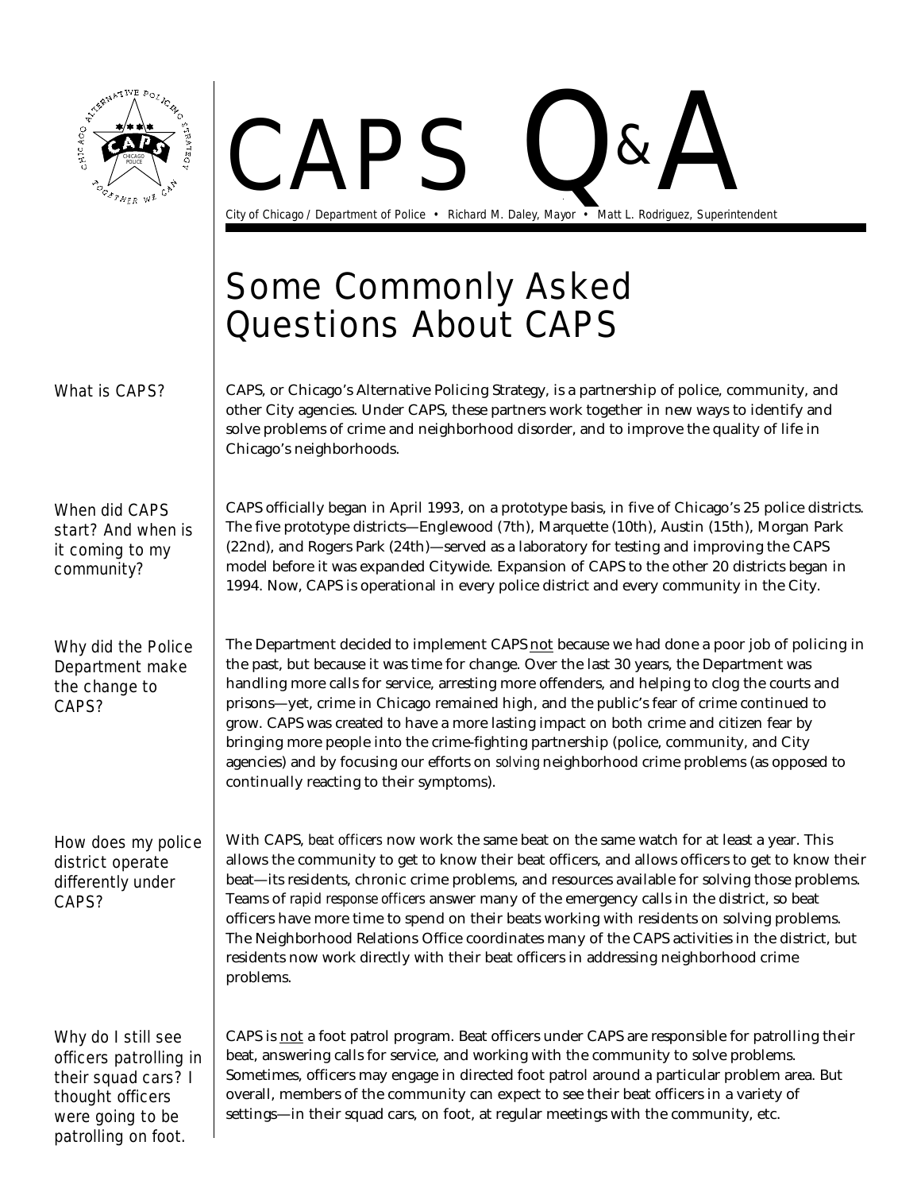# CAPS Q&A

*City of Chicago / Department of Police • Richard M. Daley, Mayor • Matt L. Rodriguez, Superintendent*

## Some Commonly Asked Questions About CAPS

### *What is CAPS?*

CAPS, or Chicago's Alternative Policing Strategy, is a partnership of police, community, and other City agencies. Under CAPS, these partners work together in new ways to identify and solve problems of crime and neighborhood disorder, and to improve the quality of life in Chicago's neighborhoods.

### *When did CAPS start? And when is it coming to my community?*

CAPS officially began in April 1993, on a prototype basis, in five of Chicago's 25 police districts. The five prototype districts—Englewood (7th), Marquette (10th), Austin (15th), Morgan Park (22nd), and Rogers Park (24th)—served as a laboratory for testing and improving the CAPS model before it was expanded Citywide. Expansion of CAPS to the other 20 districts began in 1994. Now, CAPS is operational in every police district and every community in the City.

### *Why did the Police Department make the change to CAPS?*

The Department decided to implement CAPS not because we had done a poor job of policing in the past, but because it was time for change. Over the last 30 years, the Department was handling more calls for service, arresting more offenders, and helping to clog the courts and prisons—yet, crime in Chicago remained high, and the public's fear of crime continued to grow. CAPS was created to have a more lasting impact on both crime and citizen fear by bringing more people into the crime-fighting partnership (police, community, and City agencies) and by focusing our efforts on *solving* neighborhood crime problems (as opposed to continually reacting to their symptoms).

### *How does my police district operate differently under CAPS?*

With CAPS, *beat officers* now work the same beat on the same watch for at least a year. This allows the community to get to know their beat officers, and allows officers to get to know their beat—its residents, chronic crime problems, and resources available for solving those problems. Teams of *rapid response officers* answer many of the emergency calls in the district, so beat officers have more time to spend on their beats working with residents on solving problems. The Neighborhood Relations Office coordinates many of the CAPS activities in the district, but residents now work directly with their beat officers in addressing neighborhood crime problems.

### *Why do I still see officers patrolling in their squad cars? I thought officers were going to be patrolling on foot.*

CAPS is not a foot patrol program. Beat officers under CAPS are responsible for patrolling their beat, answering calls for service, and working with the community to solve problems. Sometimes, officers may engage in directed foot patrol around a particular problem area. But overall, members of the community can expect to see their beat officers in a variety of settings—in their squad cars, on foot, at regular meetings with the community, etc.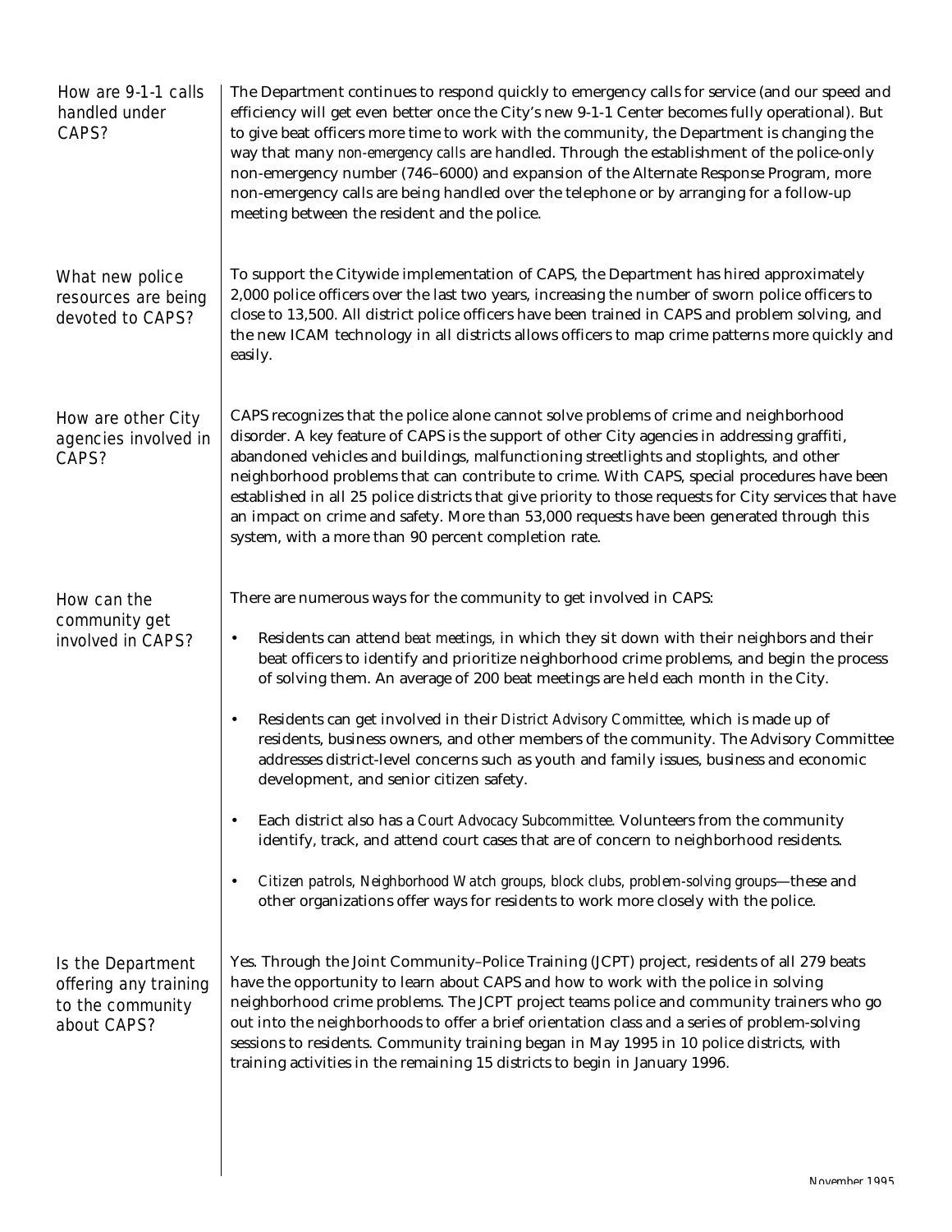### How are 9-1-1 calls handled under CAPS?

The Department continues to respond quickly to emergency calls for service (and our speed and efficiency will get even better once the City's new 9-1-1 Center becomes fully operational). But to give beat officers more time to work with the community, the Department is changing the way that many *non-emergency calls* are handled. Through the establishment of the police-only non-emergency number (746–6000) and expansion of the Alternate Response Program, more non-emergency calls are being handled over the telephone or by arranging for a follow-up meeting between the resident and the police.

### What new police resources are being devoted to CAPS?

To support the Citywide implementation of CAPS, the Department has hired approximately 2,000 police officers over the last two years, increasing the number of sworn police officers to close to 13,500. All district police officers have been trained in CAPS and problem solving, and the new ICAM technology in all districts allows officers to map crime patterns more quickly and easily.

### How are other City agencies involved in CAPS?

CAPS recognizes that the police alone cannot solve problems of crime and neighborhood disorder. A key feature of CAPS is the support of other City agencies in addressing graffiti, abandoned vehicles and buildings, malfunctioning streetlights and stoplights, and other neighborhood problems that can contribute to crime. With CAPS, special procedures have been established in all 25 police districts that give priority to those requests for City services that have an impact on crime and safety. More than 53,000 requests have been generated through this system, with a more than 90 percent completion rate.

### How can the community get involved in CAPS?

There are numerous ways for the community to get involved in CAPS:

- Residents can attend *beat meetings*, in which they sit down with their neighbors and their beat officers to identify and prioritize neighborhood crime problems, and begin the process of solving them. An average of 200 beat meetings are held each month in the City.
- Residents can get involved in their *District Advisory Committee*, which is made up of residents, business owners, and other members of the community. The Advisory Committee addresses district-level concerns such as youth and family issues, business and economic development, and senior citizen safety.
- Each district also has a *Court Advocacy Subcommittee*. Volunteers from the community identify, track, and attend court cases that are of concern to neighborhood residents.
- *Citizen patrols, Neighborhood Watch groups, block clubs, problem-solving groups*—these and other organizations offer ways for residents to work more closely with the police.

### Is the Department offering any training to the community about CAPS?

Yes. Through the Joint Community–Police Training (JCPT) project, residents of all 279 beats have the opportunity to learn about CAPS and how to work with the police in solving neighborhood crime problems. The JCPT project teams police and community trainers who go out into the neighborhoods to offer a brief orientation class and a series of problem-solving sessions to residents. Community training began in May 1995 in 10 police districts, with training activities in the remaining 15 districts to begin in January 1996.

November 1995